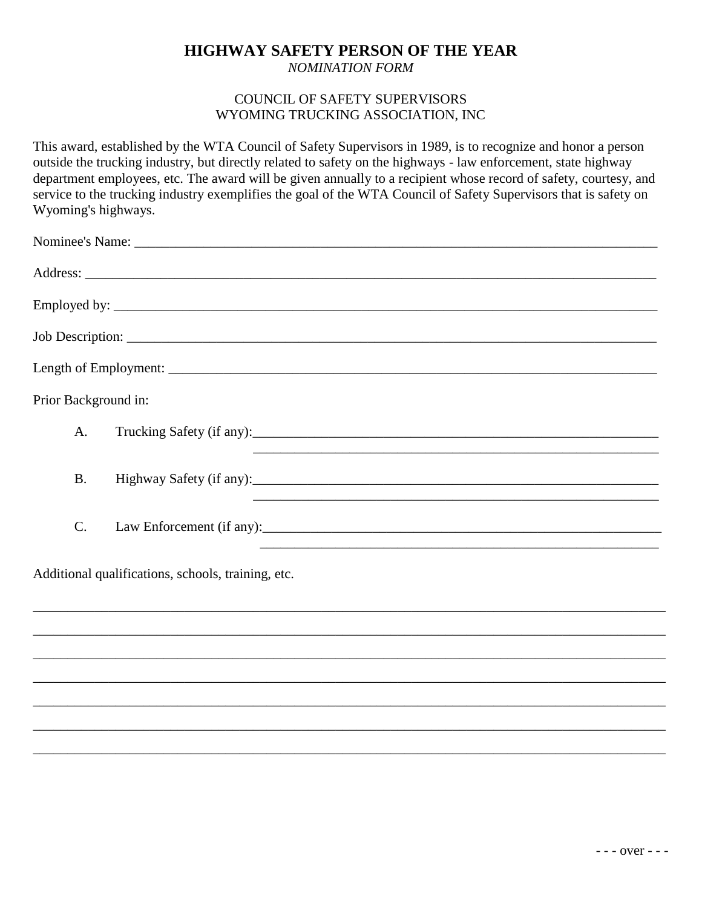# HIGHWAY SAFETY PERSON OF THE YEAR

*NOMINATION FORM*

COUNCIL OF SAFETY SUPERVISORS
WYOMING TRUCKING ASSOCIATION, INC

This award, established by the WTA Council of Safety Supervisors in 1989, is to recognize and honor a person outside the trucking industry, but directly related to safety on the highways - law enforcement, state highway department employees, etc. The award will be given annually to a recipient whose record of safety, courtesy, and service to the trucking industry exemplifies the goal of the WTA Council of Safety Supervisors that is safety on Wyoming's highways.

Nominee's Name: ______________________________________________________________________________

Address: ____________________________________________________________________________________

Employed by: ________________________________________________________________________________

Job Description: _____________________________________________________________________________

Length of Employment: _______________________________________________________________________

Prior Background in:

A. Trucking Safety (if any):___________________________________________________________
_______________________________________________________________

B. Highway Safety (if any):___________________________________________________________
_______________________________________________________________

C. Law Enforcement (if any):_________________________________________________________
_______________________________________________________________

Additional qualifications, schools, training, etc.

_____________________________________________________________________________________________

_____________________________________________________________________________________________

_____________________________________________________________________________________________

_____________________________________________________________________________________________

_____________________________________________________________________________________________

_____________________________________________________________________________________________

_____________________________________________________________________________________________

- - - over - - -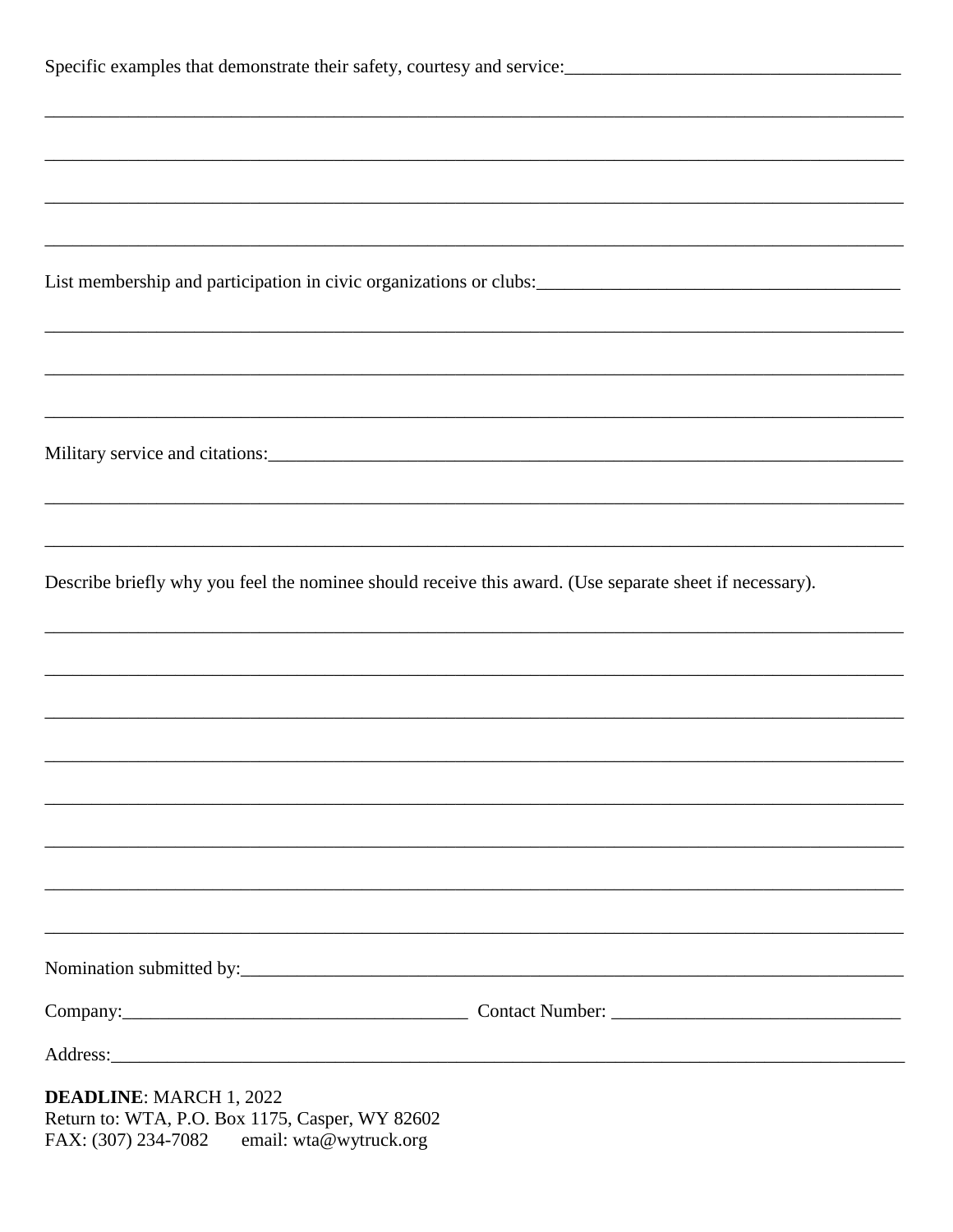Specific examples that demonstrate their safety, courtesy and service:___________________________________

_______________________________________________________________________________________________

_______________________________________________________________________________________________

_______________________________________________________________________________________________

_______________________________________________________________________________________________

List membership and participation in civic organizations or clubs:_______________________________________

_______________________________________________________________________________________________

_______________________________________________________________________________________________

_______________________________________________________________________________________________

Military service and citations:_________________________________________________________________________

_______________________________________________________________________________________________

_______________________________________________________________________________________________

Describe briefly why you feel the nominee should receive this award. (Use separate sheet if necessary).

_______________________________________________________________________________________________

_______________________________________________________________________________________________

_______________________________________________________________________________________________

_______________________________________________________________________________________________

_______________________________________________________________________________________________

_______________________________________________________________________________________________

_______________________________________________________________________________________________

_______________________________________________________________________________________________

Nomination submitted by:_____________________________________________________________________

Company:_____________________________________ Contact Number: ________________________________

Address:_________________________________________________________________________________________

**DEADLINE**: MARCH 1, 2022
Return to: WTA, P.O. Box 1175, Casper, WY 82602
FAX: (307) 234-7082 email: wta@wytruck.org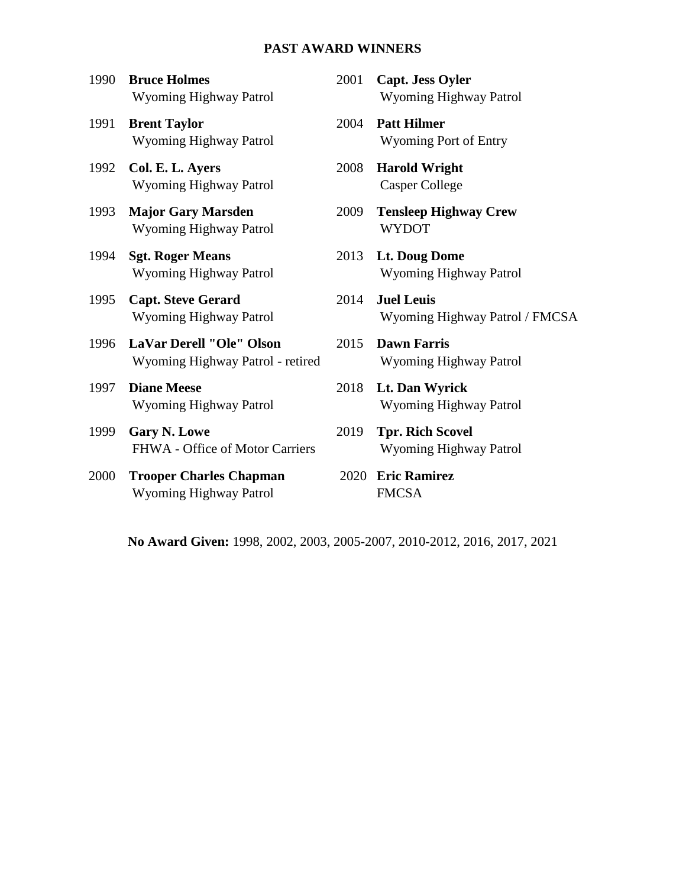## PAST AWARD WINNERS

1990 **Bruce Holmes**
Wyoming Highway Patrol

1991 **Brent Taylor**
Wyoming Highway Patrol

1992 **Col. E. L. Ayers**
Wyoming Highway Patrol

1993 **Major Gary Marsden**
Wyoming Highway Patrol

1994 **Sgt. Roger Means**
Wyoming Highway Patrol

1995 **Capt. Steve Gerard**
Wyoming Highway Patrol

1996 **LaVar Derell "Ole" Olson**
Wyoming Highway Patrol - retired

1997 **Diane Meese**
Wyoming Highway Patrol

1999 **Gary N. Lowe**
FHWA - Office of Motor Carriers

2000 **Trooper Charles Chapman**
Wyoming Highway Patrol

2001 **Capt. Jess Oyler**
Wyoming Highway Patrol

2004 **Patt Hilmer**
Wyoming Port of Entry

2008 **Harold Wright**
Casper College

2009 **Tensleep Highway Crew**
WYDOT

2013 **Lt. Doug Dome**
Wyoming Highway Patrol

2014 **Juel Leuis**
Wyoming Highway Patrol / FMCSA

2015 **Dawn Farris**
Wyoming Highway Patrol

2018 **Lt. Dan Wyrick**
Wyoming Highway Patrol

2019 **Tpr. Rich Scovel**
Wyoming Highway Patrol

2020 **Eric Ramirez**
FMCSA

**No Award Given:** 1998, 2002, 2003, 2005-2007, 2010-2012, 2016, 2017, 2021